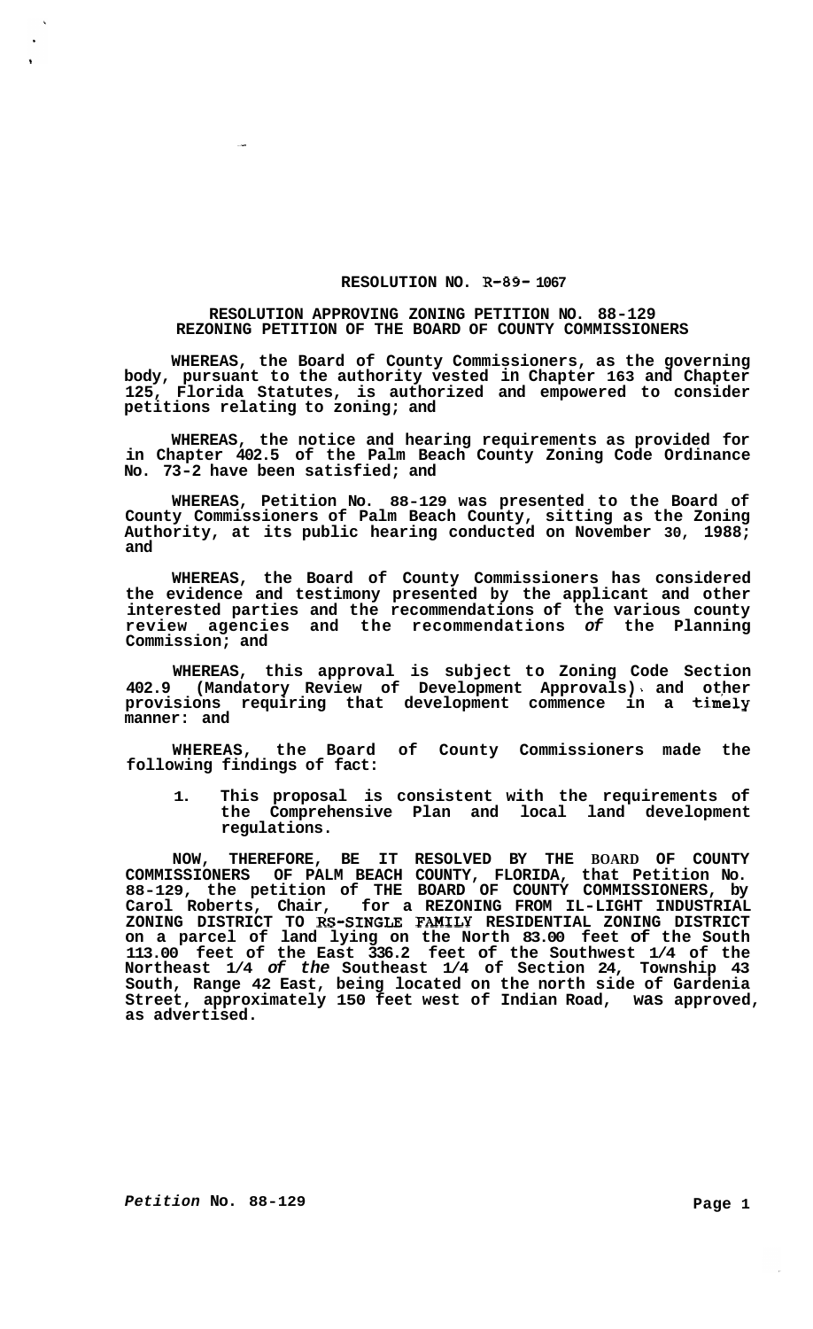# RESOLUTION NO. R-89-1067

## RESOLUTION APPROVING ZONING PETITION NO. 88-129 REZONING PETITION OF THE BOARD OF COUNTY COMMISSIONERS

**WHEREAS, the Board of County Commissioners, as the governing body, pursuant to the authority vested in Chapter 163 and Chapter 125, Florida Statutes, is authorized and empowered to consider petitions relating to zoning; and**

**WHEREAS, the notice and hearing requirements as provided for in Chapter 402.5 of the Palm Beach County Zoning Code Ordinance No. 73-2 have been satisfied; and**

**WHEREAS, Petition No. 88-129 was presented to the Board of County Commissioners of Palm Beach County, sitting as the Zoning Authority, at its public hearing conducted on November 30, 1988; and**

**WHEREAS, the Board of County Commissioners has considered the evidence and testimony presented by the applicant and other interested parties and the recommendations of the various county review agencies and the recommendations *of* the Planning Commission; and**

**WHEREAS, this approval is subject to Zoning Code Section 402.9 (Mandatory Review of Development Approvals) and other provisions requiring that development commence in a timely manner: and**

**WHEREAS, the Board of County Commissioners made the following findings of fact:**

1. **This proposal is consistent with the requirements of the Comprehensive Plan and local land development regulations.**

**NOW, THEREFORE, BE IT RESOLVED BY THE BOARD OF COUNTY COMMISSIONERS OF PALM BEACH COUNTY, FLORIDA, that Petition No. 88-129, the petition of THE BOARD OF COUNTY COMMISSIONERS, by Carol Roberts, Chair, for a REZONING FROM IL-LIGHT INDUSTRIAL ZONING DISTRICT TO RS-SINGLE FAMILY RESIDENTIAL ZONING DISTRICT on a parcel of land lying on the North 83.00 feet of the South 113.00 feet of the East 336.2 feet of the Southwest 1/4 of the Northeast 1/4 *of the* Southeast 1/4 of Section 24, Township 43 South, Range 42 East, being located on the north side of Gardenia Street, approximately 150 feet west of Indian Road, was approved, as advertised.**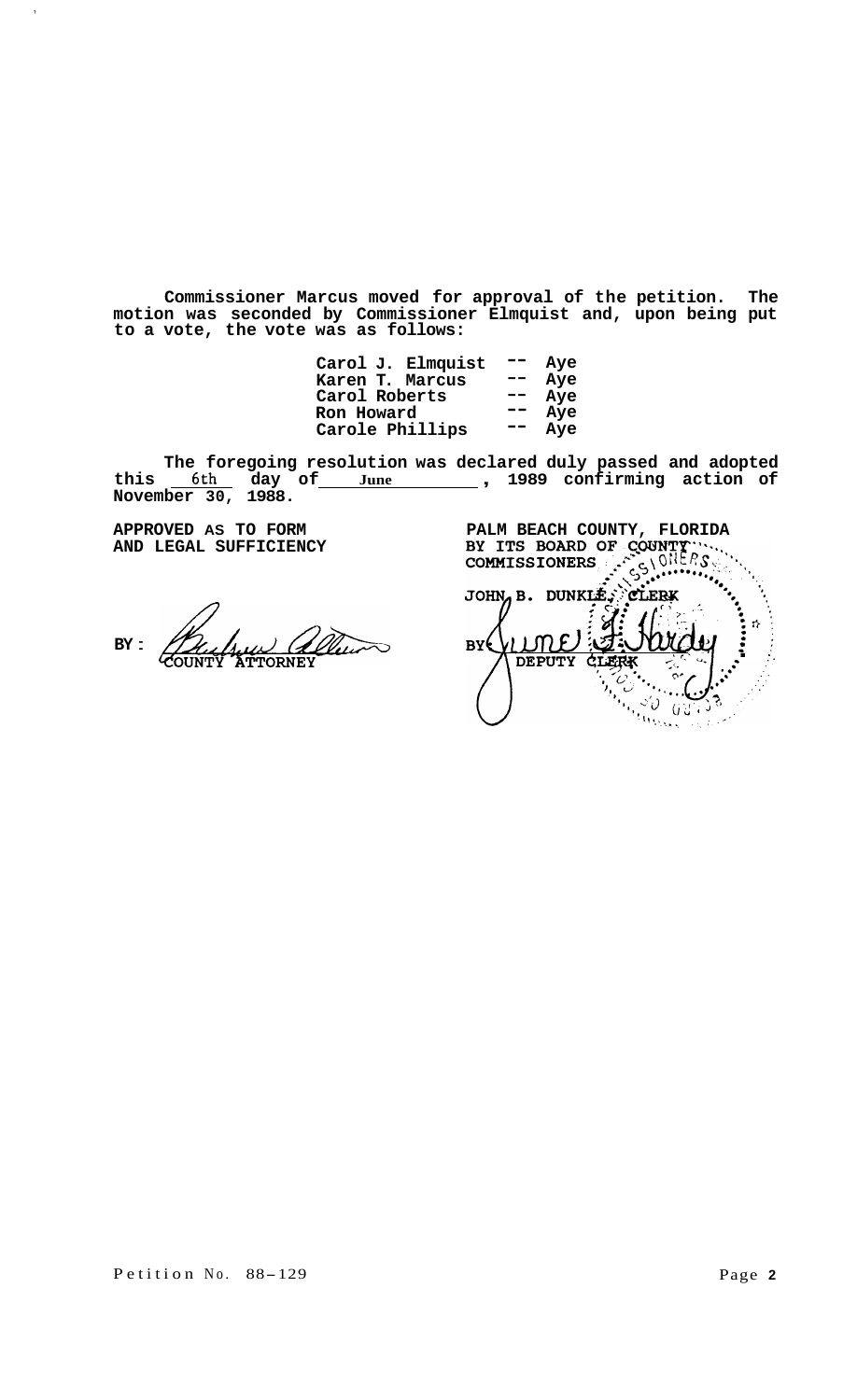**Commissioner Marcus moved for approval of the petition. The motion was seconded by Commissioner Elmquist and, upon being put to a vote, the vote was as follows:**

| | | |
|---|---|---|
| **Carol J. Elmquist** | **--** | **Aye** |
| **Karen T. Marcus** | **--** | **Aye** |
| **Carol Roberts** | **--** | **Aye** |
| **Ron Howard** | **--** | **Aye** |
| **Carole Phillips** | **--** | **Aye** |

**The foregoing resolution was declared duly passed and adopted this 6th day of June, 1989 confirming action of November 30, 1988.**

**APPROVED AS TO FORM AND LEGAL SUFFICIENCY**

**BY: COUNTY ATTORNEY**

**PALM BEACH COUNTY, FLORIDA BY ITS BOARD OF COUNTY COMMISSIONERS**

**JOHN B. DUNKLE, CLERK**

**BY: DEPUTY CLERK**

Petition No. 88-129